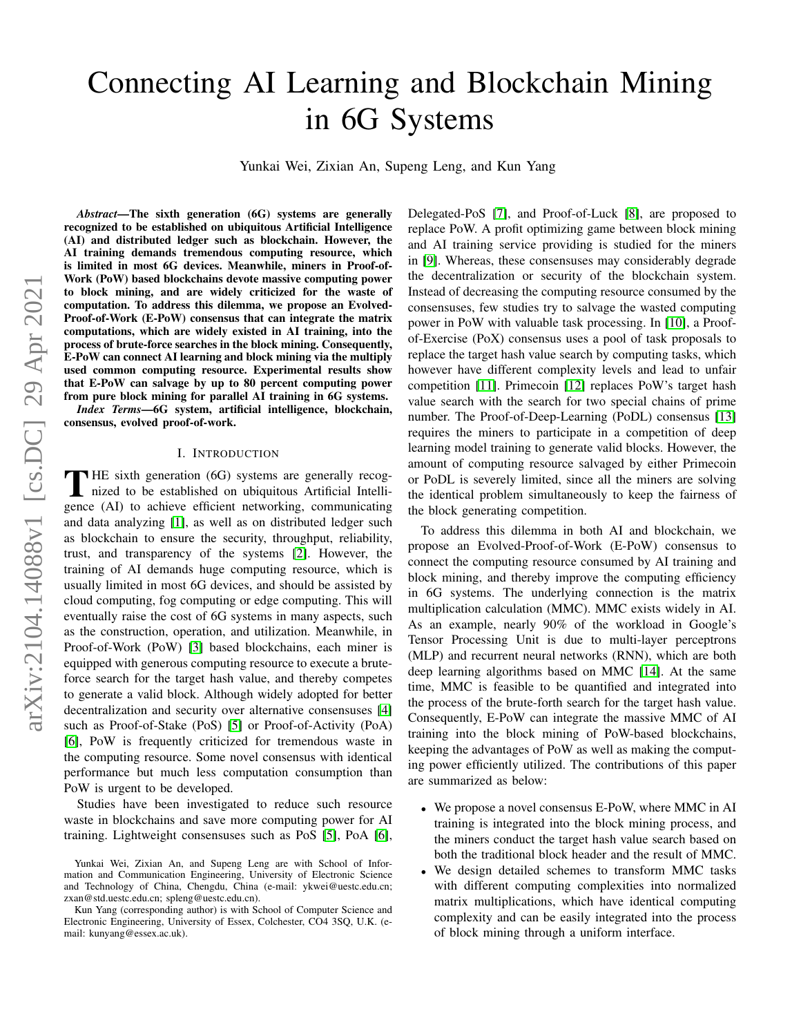# Connecting AI Learning and Blockchain Mining in 6G Systems

Yunkai Wei, Zixian An, Supeng Leng, and Kun Yang

***Abstract*—The sixth generation (6G) systems are generally recognized to be established on ubiquitous Artificial Intelligence (AI) and distributed ledger such as blockchain. However, the AI training demands tremendous computing resource, which is limited in most 6G devices. Meanwhile, miners in Proof-of-Work (PoW) based blockchains devote massive computing power to block mining, and are widely criticized for the waste of computation. To address this dilemma, we propose an Evolved-Proof-of-Work (E-PoW) consensus that can integrate the matrix computations, which are widely existed in AI training, into the process of brute-force searches in the block mining. Consequently, E-PoW can connect AI learning and block mining via the multiply used common computing resource. Experimental results show that E-PoW can salvage by up to 80 percent computing power from pure block mining for parallel AI training in 6G systems.**

***Index Terms*—6G system, artificial intelligence, blockchain, consensus, evolved proof-of-work.**

## I. Introduction

The sixth generation (6G) systems are generally recognized to be established on ubiquitous Artificial Intelligence (AI) to achieve efficient networking, communicating and data analyzing [1], as well as on distributed ledger such as blockchain to ensure the security, throughput, reliability, trust, and transparency of the systems [2]. However, the training of AI demands huge computing resource, which is usually limited in most 6G devices, and should be assisted by cloud computing, fog computing or edge computing. This will eventually raise the cost of 6G systems in many aspects, such as the construction, operation, and utilization. Meanwhile, in Proof-of-Work (PoW) [3] based blockchains, each miner is equipped with generous computing resource to execute a brute-force search for the target hash value, and thereby competes to generate a valid block. Although widely adopted for better decentralization and security over alternative consensuses [4] such as Proof-of-Stake (PoS) [5] or Proof-of-Activity (PoA) [6], PoW is frequently criticized for tremendous waste in the computing resource. Some novel consensus with identical performance but much less computation consumption than PoW is urgent to be developed.

Studies have been investigated to reduce such resource waste in blockchains and save more computing power for AI training. Lightweight consensuses such as PoS [5], PoA [6], Delegated-PoS [7], and Proof-of-Luck [8], are proposed to replace PoW. A profit optimizing game between block mining and AI training service providing is studied for the miners in [9]. Whereas, these consensuses may considerably degrade the decentralization or security of the blockchain system. Instead of decreasing the computing resource consumed by the consensuses, few studies try to salvage the wasted computing power in PoW with valuable task processing. In [10], a Proof-of-Exercise (PoX) consensus uses a pool of task proposals to replace the target hash value search by computing tasks, which however have different complexity levels and lead to unfair competition [11]. Primecoin [12] replaces PoW's target hash value search with the search for two special chains of prime number. The Proof-of-Deep-Learning (PoDL) consensus [13] requires the miners to participate in a competition of deep learning model training to generate valid blocks. However, the amount of computing resource salvaged by either Primecoin or PoDL is severely limited, since all the miners are solving the identical problem simultaneously to keep the fairness of the block generating competition.

To address this dilemma in both AI and blockchain, we propose an Evolved-Proof-of-Work (E-PoW) consensus to connect the computing resource consumed by AI training and block mining, and thereby improve the computing efficiency in 6G systems. The underlying connection is the matrix multiplication calculation (MMC). MMC exists widely in AI. As an example, nearly 90% of the workload in Google's Tensor Processing Unit is due to multi-layer perceptrons (MLP) and recurrent neural networks (RNN), which are both deep learning algorithms based on MMC [14]. At the same time, MMC is feasible to be quantified and integrated into the process of the brute-forth search for the target hash value. Consequently, E-PoW can integrate the massive MMC of AI training into the block mining of PoW-based blockchains, keeping the advantages of PoW as well as making the computing power efficiently utilized. The contributions of this paper are summarized as below:

- We propose a novel consensus E-PoW, where MMC in AI training is integrated into the block mining process, and the miners conduct the target hash value search based on both the traditional block header and the result of MMC.
- We design detailed schemes to transform MMC tasks with different computing complexities into normalized matrix multiplications, which have identical computing complexity and can be easily integrated into the process of block mining through a uniform interface.

Yunkai Wei, Zixian An, and Supeng Leng are with School of Information and Communication Engineering, University of Electronic Science and Technology of China, Chengdu, China (e-mail: ykwei@uestc.edu.cn; zxan@std.uestc.edu.cn; spleng@uestc.edu.cn).

Kun Yang (corresponding author) is with School of Computer Science and Electronic Engineering, University of Essex, Colchester, CO4 3SQ, U.K. (e-mail: kunyang@essex.ac.uk).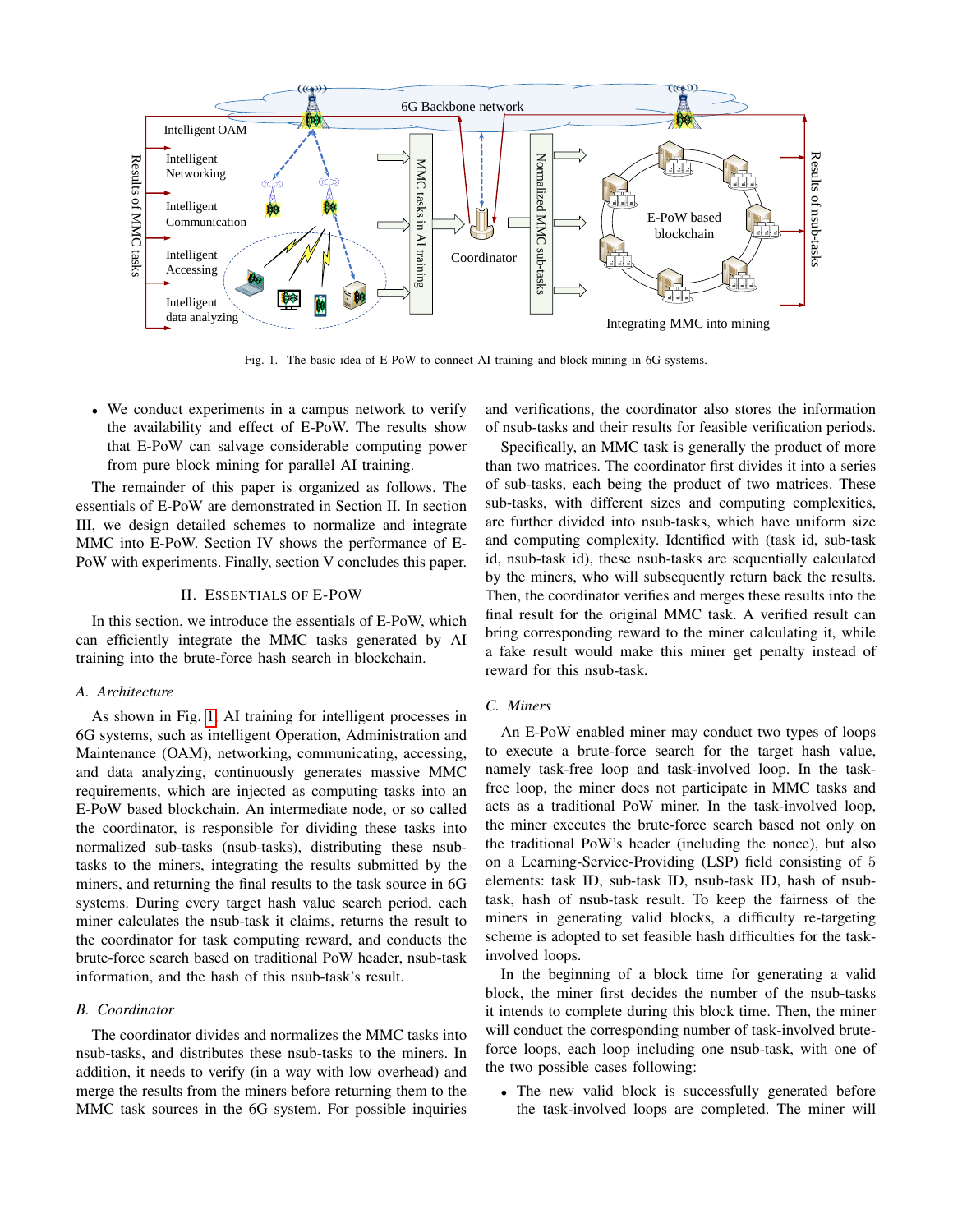Fig. 1. The basic idea of E-PoW to connect AI training and block mining in 6G systems.

- We conduct experiments in a campus network to verify the availability and effect of E-PoW. The results show that E-PoW can salvage considerable computing power from pure block mining for parallel AI training.

The remainder of this paper is organized as follows. The essentials of E-PoW are demonstrated in Section II. In section III, we design detailed schemes to normalize and integrate MMC into E-PoW. Section IV shows the performance of E-PoW with experiments. Finally, section V concludes this paper.

## II. Essentials of E-PoW

In this section, we introduce the essentials of E-PoW, which can efficiently integrate the MMC tasks generated by AI training into the brute-force hash search in blockchain.

### A. Architecture

As shown in Fig. 1, AI training for intelligent processes in 6G systems, such as intelligent Operation, Administration and Maintenance (OAM), networking, communicating, accessing, and data analyzing, continuously generates massive MMC requirements, which are injected as computing tasks into an E-PoW based blockchain. An intermediate node, or so called the coordinator, is responsible for dividing these tasks into normalized sub-tasks (nsub-tasks), distributing these nsub-tasks to the miners, integrating the results submitted by the miners, and returning the final results to the task source in 6G systems. During every target hash value search period, each miner calculates the nsub-task it claims, returns the result to the coordinator for task computing reward, and conducts the brute-force search based on traditional PoW header, nsub-task information, and the hash of this nsub-task's result.

### B. Coordinator

The coordinator divides and normalizes the MMC tasks into nsub-tasks, and distributes these nsub-tasks to the miners. In addition, it needs to verify (in a way with low overhead) and merge the results from the miners before returning them to the MMC task sources in the 6G system. For possible inquiries and verifications, the coordinator also stores the information of nsub-tasks and their results for feasible verification periods.

Specifically, an MMC task is generally the product of more than two matrices. The coordinator first divides it into a series of sub-tasks, each being the product of two matrices. These sub-tasks, with different sizes and computing complexities, are further divided into nsub-tasks, which have uniform size and computing complexity. Identified with (task id, sub-task id, nsub-task id), these nsub-tasks are sequentially calculated by the miners, who will subsequently return back the results. Then, the coordinator verifies and merges these results into the final result for the original MMC task. A verified result can bring corresponding reward to the miner calculating it, while a fake result would make this miner get penalty instead of reward for this nsub-task.

### C. Miners

An E-PoW enabled miner may conduct two types of loops to execute a brute-force search for the target hash value, namely task-free loop and task-involved loop. In the task-free loop, the miner does not participate in MMC tasks and acts as a traditional PoW miner. In the task-involved loop, the miner executes the brute-force search based not only on the traditional PoW's header (including the nonce), but also on a Learning-Service-Providing (LSP) field consisting of 5 elements: task ID, sub-task ID, nsub-task ID, hash of nsub-task, hash of nsub-task result. To keep the fairness of the miners in generating valid blocks, a difficulty re-targeting scheme is adopted to set feasible hash difficulties for the task-involved loops.

In the beginning of a block time for generating a valid block, the miner first decides the number of the nsub-tasks it intends to complete during this block time. Then, the miner will conduct the corresponding number of task-involved brute-force loops, each loop including one nsub-task, with one of the two possible cases following:

- The new valid block is successfully generated before the task-involved loops are completed. The miner will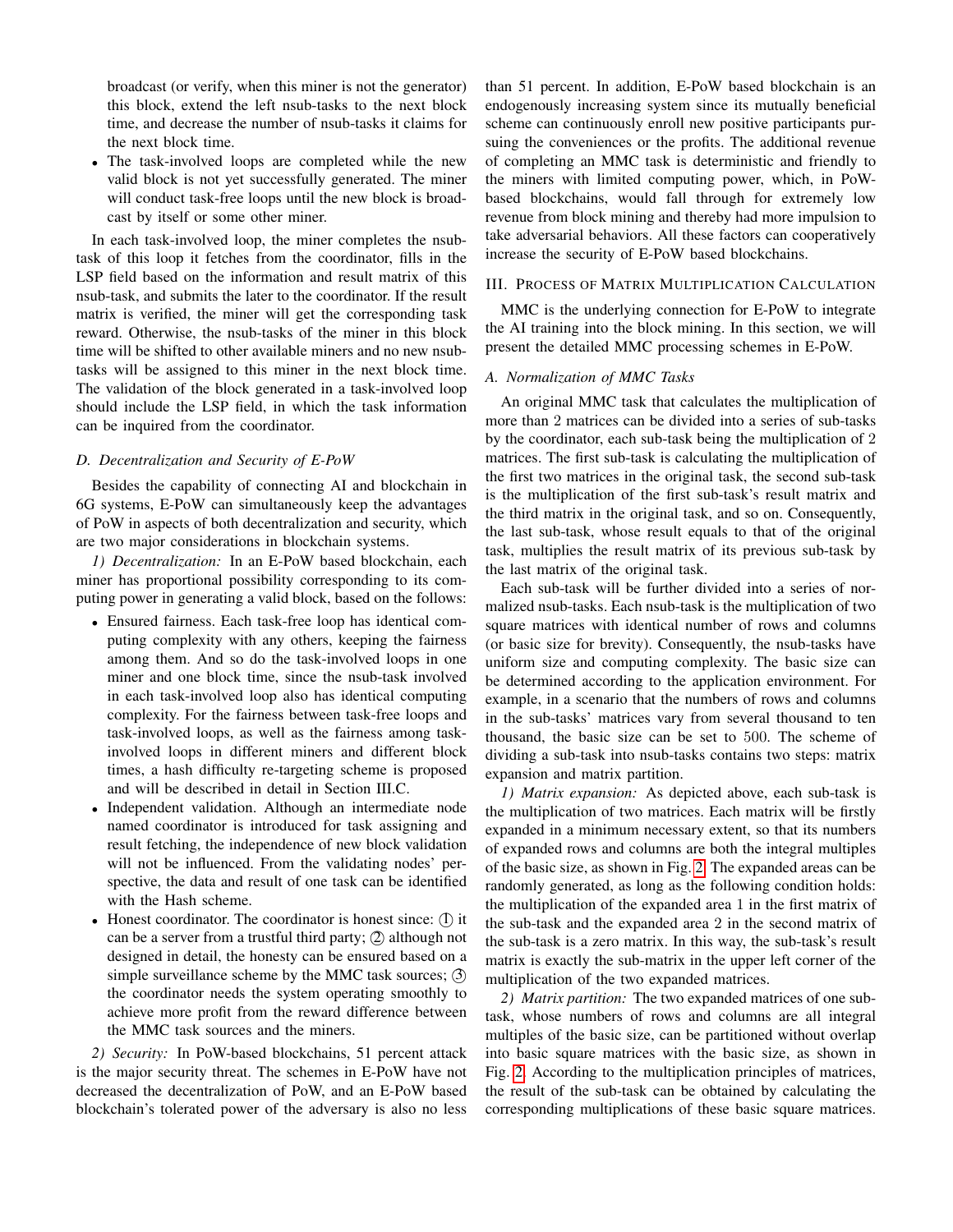broadcast (or verify, when this miner is not the generator) this block, extend the left nsub-tasks to the next block time, and decrease the number of nsub-tasks it claims for the next block time.

- The task-involved loops are completed while the new valid block is not yet successfully generated. The miner will conduct task-free loops until the new block is broadcast by itself or some other miner.

In each task-involved loop, the miner completes the nsub-task of this loop it fetches from the coordinator, fills in the LSP field based on the information and result matrix of this nsub-task, and submits the later to the coordinator. If the result matrix is verified, the miner will get the corresponding task reward. Otherwise, the nsub-tasks of the miner in this block time will be shifted to other available miners and no new nsub-tasks will be assigned to this miner in the next block time. The validation of the block generated in a task-involved loop should include the LSP field, in which the task information can be inquired from the coordinator.

### *D. Decentralization and Security of E-PoW*

Besides the capability of connecting AI and blockchain in 6G systems, E-PoW can simultaneously keep the advantages of PoW in aspects of both decentralization and security, which are two major considerations in blockchain systems.

*1) Decentralization:* In an E-PoW based blockchain, each miner has proportional possibility corresponding to its computing power in generating a valid block, based on the follows:

- Ensured fairness. Each task-free loop has identical computing complexity with any others, keeping the fairness among them. And so do the task-involved loops in one miner and one block time, since the nsub-task involved in each task-involved loop also has identical computing complexity. For the fairness between task-free loops and task-involved loops, as well as the fairness among task-involved loops in different miners and different block times, a hash difficulty re-targeting scheme is proposed and will be described in detail in Section III.C.
- Independent validation. Although an intermediate node named coordinator is introduced for task assigning and result fetching, the independence of new block validation will not be influenced. From the validating nodes' perspective, the data and result of one task can be identified with the Hash scheme.
- Honest coordinator. The coordinator is honest since: ① it can be a server from a trustful third party; ② although not designed in detail, the honesty can be ensured based on a simple surveillance scheme by the MMC task sources; ③ the coordinator needs the system operating smoothly to achieve more profit from the reward difference between the MMC task sources and the miners.

*2) Security:* In PoW-based blockchains, 51 percent attack is the major security threat. The schemes in E-PoW have not decreased the decentralization of PoW, and an E-PoW based blockchain's tolerated power of the adversary is also no less than 51 percent. In addition, E-PoW based blockchain is an endogenously increasing system since its mutually beneficial scheme can continuously enroll new positive participants pursuing the conveniences or the profits. The additional revenue of completing an MMC task is deterministic and friendly to the miners with limited computing power, which, in PoW-based blockchains, would fall through for extremely low revenue from block mining and thereby had more impulsion to take adversarial behaviors. All these factors can cooperatively increase the security of E-PoW based blockchains.

## III. Process of Matrix Multiplication Calculation

MMC is the underlying connection for E-PoW to integrate the AI training into the block mining. In this section, we will present the detailed MMC processing schemes in E-PoW.

### *A. Normalization of MMC Tasks*

An original MMC task that calculates the multiplication of more than 2 matrices can be divided into a series of sub-tasks by the coordinator, each sub-task being the multiplication of 2 matrices. The first sub-task is calculating the multiplication of the first two matrices in the original task, the second sub-task is the multiplication of the first sub-task's result matrix and the third matrix in the original task, and so on. Consequently, the last sub-task, whose result equals to that of the original task, multiplies the result matrix of its previous sub-task by the last matrix of the original task.

Each sub-task will be further divided into a series of normalized nsub-tasks. Each nsub-task is the multiplication of two square matrices with identical number of rows and columns (or basic size for brevity). Consequently, the nsub-tasks have uniform size and computing complexity. The basic size can be determined according to the application environment. For example, in a scenario that the numbers of rows and columns in the sub-tasks' matrices vary from several thousand to ten thousand, the basic size can be set to $500$. The scheme of dividing a sub-task into nsub-tasks contains two steps: matrix expansion and matrix partition.

*1) Matrix expansion:* As depicted above, each sub-task is the multiplication of two matrices. Each matrix will be firstly expanded in a minimum necessary extent, so that its numbers of expanded rows and columns are both the integral multiples of the basic size, as shown in Fig. 2. The expanded areas can be randomly generated, as long as the following condition holds: the multiplication of the expanded area $1$ in the first matrix of the sub-task and the expanded area $2$ in the second matrix of the sub-task is a zero matrix. In this way, the sub-task's result matrix is exactly the sub-matrix in the upper left corner of the multiplication of the two expanded matrices.

*2) Matrix partition:* The two expanded matrices of one sub-task, whose numbers of rows and columns are all integral multiples of the basic size, can be partitioned without overlap into basic square matrices with the basic size, as shown in Fig. 2. According to the multiplication principles of matrices, the result of the sub-task can be obtained by calculating the corresponding multiplications of these basic square matrices.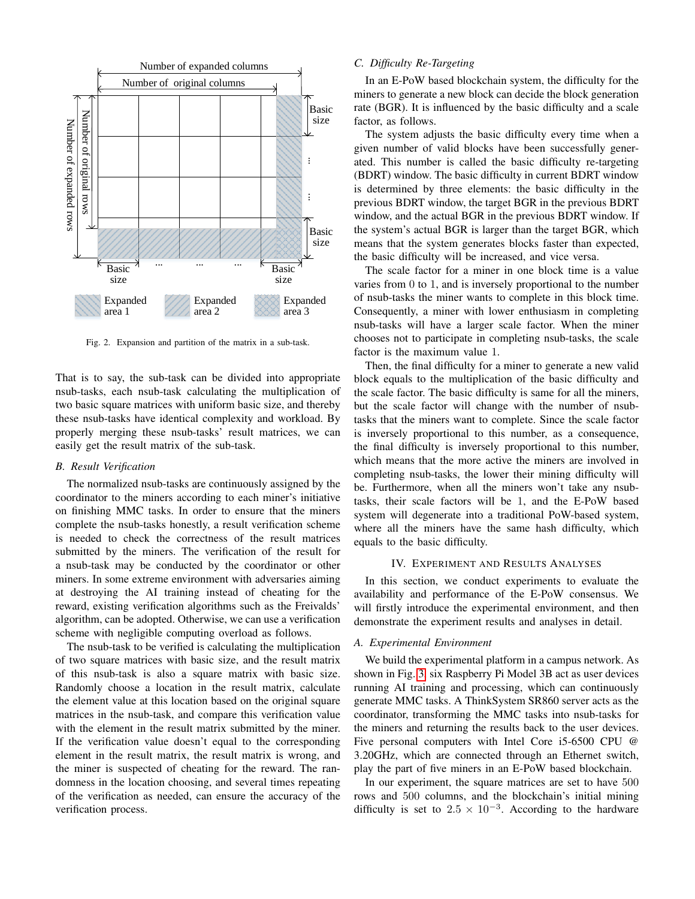Fig. 2. Expansion and partition of the matrix in a sub-task.

That is to say, the sub-task can be divided into appropriate nsub-tasks, each nsub-task calculating the multiplication of two basic square matrices with uniform basic size, and thereby these nsub-tasks have identical complexity and workload. By properly merging these nsub-tasks' result matrices, we can easily get the result matrix of the sub-task.

### B. Result Verification

The normalized nsub-tasks are continuously assigned by the coordinator to the miners according to each miner's initiative on finishing MMC tasks. In order to ensure that the miners complete the nsub-tasks honestly, a result verification scheme is needed to check the correctness of the result matrices submitted by the miners. The verification of the result for a nsub-task may be conducted by the coordinator or other miners. In some extreme environment with adversaries aiming at destroying the AI training instead of cheating for the reward, existing verification algorithms such as the Freivalds' algorithm, can be adopted. Otherwise, we can use a verification scheme with negligible computing overload as follows.

The nsub-task to be verified is calculating the multiplication of two square matrices with basic size, and the result matrix of this nsub-task is also a square matrix with basic size. Randomly choose a location in the result matrix, calculate the element value at this location based on the original square matrices in the nsub-task, and compare this verification value with the element in the result matrix submitted by the miner. If the verification value doesn't equal to the corresponding element in the result matrix, the result matrix is wrong, and the miner is suspected of cheating for the reward. The randomness in the location choosing, and several times repeating of the verification as needed, can ensure the accuracy of the verification process.

### C. Difficulty Re-Targeting

In an E-PoW based blockchain system, the difficulty for the miners to generate a new block can decide the block generation rate (BGR). It is influenced by the basic difficulty and a scale factor, as follows.

The system adjusts the basic difficulty every time when a given number of valid blocks have been successfully generated. This number is called the basic difficulty re-targeting (BDRT) window. The basic difficulty in current BDRT window is determined by three elements: the basic difficulty in the previous BDRT window, the target BGR in the previous BDRT window, and the actual BGR in the previous BDRT window. If the system's actual BGR is larger than the target BGR, which means that the system generates blocks faster than expected, the basic difficulty will be increased, and vice versa.

The scale factor for a miner in one block time is a value varies from 0 to 1, and is inversely proportional to the number of nsub-tasks the miner wants to complete in this block time. Consequently, a miner with lower enthusiasm in completing nsub-tasks will have a larger scale factor. When the miner chooses not to participate in completing nsub-tasks, the scale factor is the maximum value 1.

Then, the final difficulty for a miner to generate a new valid block equals to the multiplication of the basic difficulty and the scale factor. The basic difficulty is same for all the miners, but the scale factor will change with the number of nsub-tasks that the miners want to complete. Since the scale factor is inversely proportional to this number, as a consequence, the final difficulty is inversely proportional to this number, which means that the more active the miners are involved in completing nsub-tasks, the lower their mining difficulty will be. Furthermore, when all the miners won't take any nsub-tasks, their scale factors will be 1, and the E-PoW based system will degenerate into a traditional PoW-based system, where all the miners have the same hash difficulty, which equals to the basic difficulty.

## IV. Experiment and Results Analyses

In this section, we conduct experiments to evaluate the availability and performance of the E-PoW consensus. We will firstly introduce the experimental environment, and then demonstrate the experiment results and analyses in detail.

### A. Experimental Environment

We build the experimental platform in a campus network. As shown in Fig. 3, six Raspberry Pi Model 3B act as user devices running AI training and processing, which can continuously generate MMC tasks. A ThinkSystem SR860 server acts as the coordinator, transforming the MMC tasks into nsub-tasks for the miners and returning the results back to the user devices. Five personal computers with Intel Core i5-6500 CPU @ 3.20GHz, which are connected through an Ethernet switch, play the part of five miners in an E-PoW based blockchain.

In our experiment, the square matrices are set to have 500 rows and 500 columns, and the blockchain's initial mining difficulty is set to $2.5 \times 10^{-3}$. According to the hardware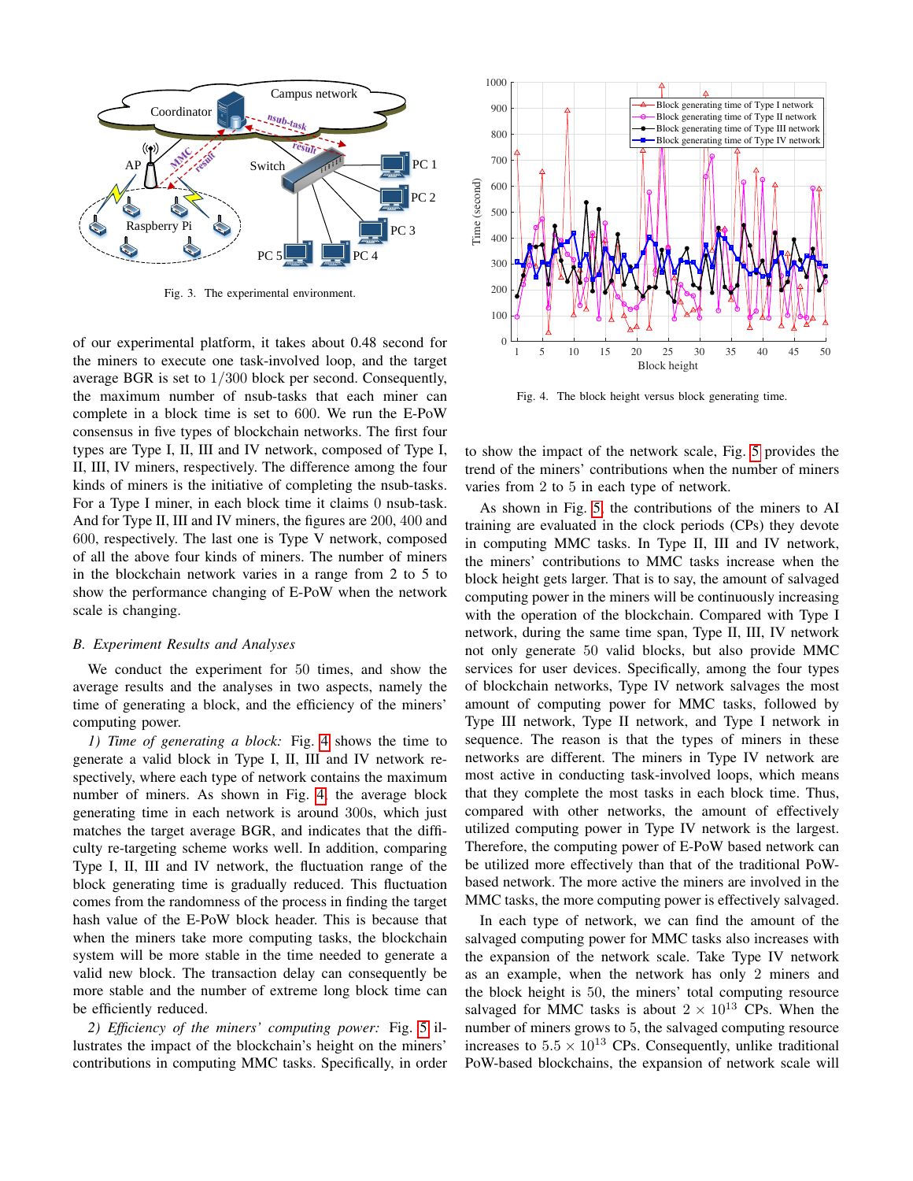Fig. 3. The experimental environment.

of our experimental platform, it takes about 0.48 second for the miners to execute one task-involved loop, and the target average BGR is set to $1/300$ block per second. Consequently, the maximum number of nsub-tasks that each miner can complete in a block time is set to 600. We run the E-PoW consensus in five types of blockchain networks. The first four types are Type I, II, III and IV network, composed of Type I, II, III, IV miners, respectively. The difference among the four kinds of miners is the initiative of completing the nsub-tasks. For a Type I miner, in each block time it claims 0 nsub-task. And for Type II, III and IV miners, the figures are 200, 400 and 600, respectively. The last one is Type V network, composed of all the above four kinds of miners. The number of miners in the blockchain network varies in a range from 2 to 5 to show the performance changing of E-PoW when the network scale is changing.

### B. Experiment Results and Analyses

We conduct the experiment for 50 times, and show the average results and the analyses in two aspects, namely the time of generating a block, and the efficiency of the miners' computing power.

*1) Time of generating a block:* Fig. 4 shows the time to generate a valid block in Type I, II, III and IV network respectively, where each type of network contains the maximum number of miners. As shown in Fig. 4, the average block generating time in each network is around 300s, which just matches the target average BGR, and indicates that the difficulty re-targeting scheme works well. In addition, comparing Type I, II, III and IV network, the fluctuation range of the block generating time is gradually reduced. This fluctuation comes from the randomness of the process in finding the target hash value of the E-PoW block header. This is because that when the miners take more computing tasks, the blockchain system will be more stable in the time needed to generate a valid new block. The transaction delay can consequently be more stable and the number of extreme long block time can be efficiently reduced.

*2) Efficiency of the miners' computing power:* Fig. 5 illustrates the impact of the blockchain's height on the miners' contributions in computing MMC tasks. Specifically, in order to show the impact of the network scale, Fig. 5 provides the trend of the miners' contributions when the number of miners varies from 2 to 5 in each type of network.

Fig. 4. The block height versus block generating time.

As shown in Fig. 5, the contributions of the miners to AI training are evaluated in the clock periods (CPs) they devote in computing MMC tasks. In Type II, III and IV network, the miners' contributions to MMC tasks increase when the block height gets larger. That is to say, the amount of salvaged computing power in the miners will be continuously increasing with the operation of the blockchain. Compared with Type I network, during the same time span, Type II, III, IV network not only generate 50 valid blocks, but also provide MMC services for user devices. Specifically, among the four types of blockchain networks, Type IV network salvages the most amount of computing power for MMC tasks, followed by Type III network, Type II network, and Type I network in sequence. The reason is that the types of miners in these networks are different. The miners in Type IV network are most active in conducting task-involved loops, which means that they complete the most tasks in each block time. Thus, compared with other networks, the amount of effectively utilized computing power in Type IV network is the largest. Therefore, the computing power of E-PoW based network can be utilized more effectively than that of the traditional PoW-based network. The more active the miners are involved in the MMC tasks, the more computing power is effectively salvaged.

In each type of network, we can find the amount of the salvaged computing power for MMC tasks also increases with the expansion of the network scale. Take Type IV network as an example, when the network has only 2 miners and the block height is 50, the miners' total computing resource salvaged for MMC tasks is about $2 \times 10^{13}$ CPs. When the number of miners grows to 5, the salvaged computing resource increases to $5.5 \times 10^{13}$ CPs. Consequently, unlike traditional PoW-based blockchains, the expansion of network scale will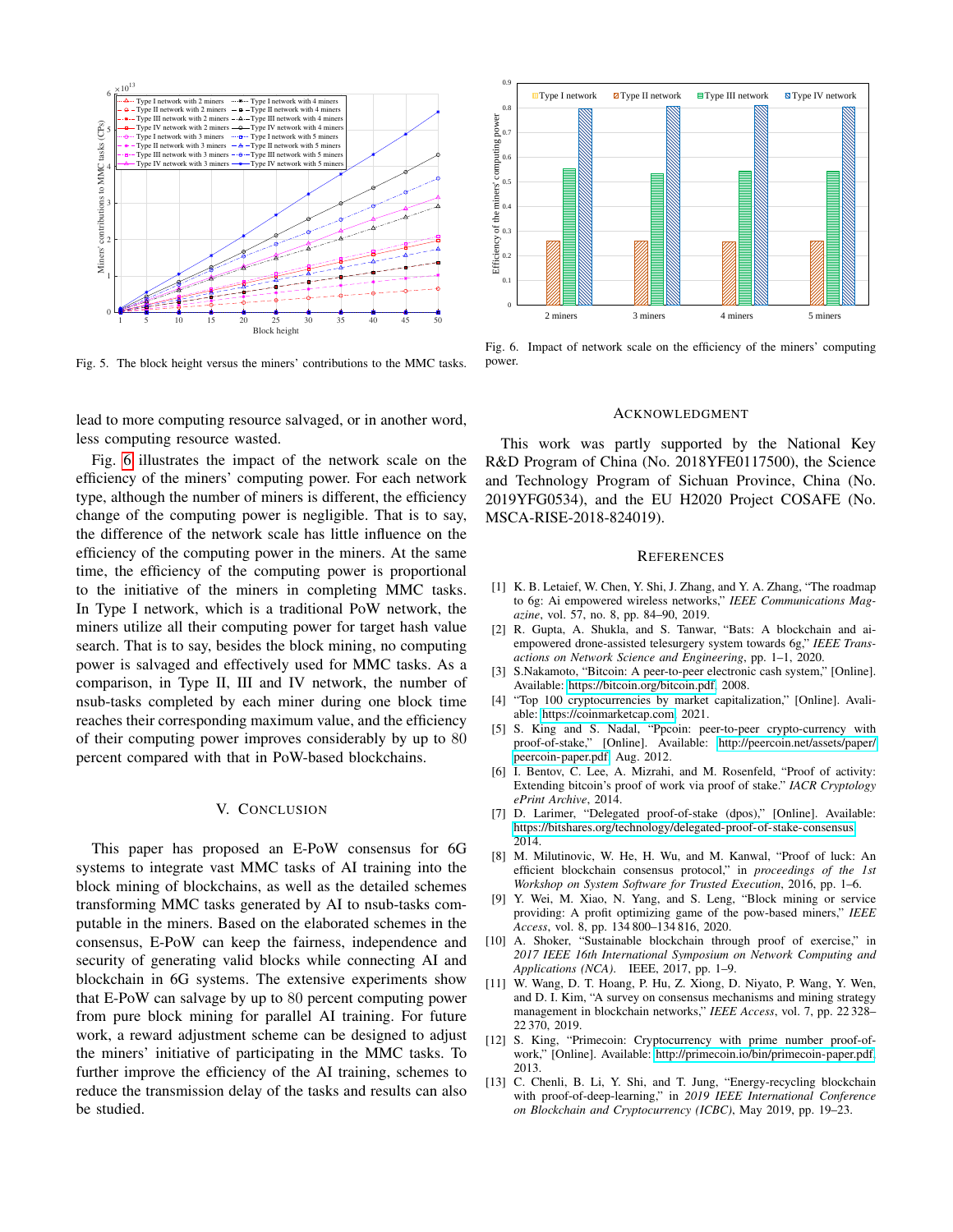Fig. 5. The block height versus the miners' contributions to the MMC tasks.

Fig. 6. Impact of network scale on the efficiency of the miners' computing power.

lead to more computing resource salvaged, or in another word, less computing resource wasted.

Fig. 6 illustrates the impact of the network scale on the efficiency of the miners' computing power. For each network type, although the number of miners is different, the efficiency change of the computing power is negligible. That is to say, the difference of the network scale has little influence on the efficiency of the computing power in the miners. At the same time, the efficiency of the computing power is proportional to the initiative of the miners in completing MMC tasks. In Type I network, which is a traditional PoW network, the miners utilize all their computing power for target hash value search. That is to say, besides the block mining, no computing power is salvaged and effectively used for MMC tasks. As a comparison, in Type II, III and IV network, the number of nsub-tasks completed by each miner during one block time reaches their corresponding maximum value, and the efficiency of their computing power improves considerably by up to 80 percent compared with that in PoW-based blockchains.

## V. Conclusion

This paper has proposed an E-PoW consensus for 6G systems to integrate vast MMC tasks of AI training into the block mining of blockchains, as well as the detailed schemes transforming MMC tasks generated by AI to nsub-tasks computable in the miners. Based on the elaborated schemes in the consensus, E-PoW can keep the fairness, independence and security of generating valid blocks while connecting AI and blockchain in 6G systems. The extensive experiments show that E-PoW can salvage by up to 80 percent computing power from pure block mining for parallel AI training. For future work, a reward adjustment scheme can be designed to adjust the miners' initiative of participating in the MMC tasks. To further improve the efficiency of the AI training, schemes to reduce the transmission delay of the tasks and results can also be studied.

## Acknowledgment

This work was partly supported by the National Key R&D Program of China (No. 2018YFE0117500), the Science and Technology Program of Sichuan Province, China (No. 2019YFG0534), and the EU H2020 Project COSAFE (No. MSCA-RISE-2018-824019).

## References

[1] K. B. Letaief, W. Chen, Y. Shi, J. Zhang, and Y. A. Zhang, "The roadmap to 6g: Ai empowered wireless networks," *IEEE Communications Magazine*, vol. 57, no. 8, pp. 84–90, 2019.

[2] R. Gupta, A. Shukla, and S. Tanwar, "Bats: A blockchain and ai-empowered drone-assisted telesurgery system towards 6g," *IEEE Transactions on Network Science and Engineering*, pp. 1–1, 2020.

[3] S.Nakamoto, "Bitcoin: A peer-to-peer electronic cash system," [Online]. Available: https://bitcoin.org/bitcoin.pdf, 2008.

[4] "Top 100 cryptocurrencies by market capitalization," [Online]. Available: https://coinmarketcap.com, 2021.

[5] S. King and S. Nadal, "Ppcoin: peer-to-peer crypto-currency with proof-of-stake," [Online]. Available: http://peercoin.net/assets/paper/peercoin-paper.pdf, Aug. 2012.

[6] I. Bentov, C. Lee, A. Mizrahi, and M. Rosenfeld, "Proof of activity: Extending bitcoin's proof of work via proof of stake." *IACR Cryptology ePrint Archive*, 2014.

[7] D. Larimer, "Delegated proof-of-stake (dpos)," [Online]. Available: https://bitshares.org/technology/delegated-proof-of-stake-consensus, 2014.

[8] M. Milutinovic, W. He, H. Wu, and M. Kanwal, "Proof of luck: An efficient blockchain consensus protocol," in *proceedings of the 1st Workshop on System Software for Trusted Execution*, 2016, pp. 1–6.

[9] Y. Wei, M. Xiao, N. Yang, and S. Leng, "Block mining or service providing: A profit optimizing game of the pow-based miners," *IEEE Access*, vol. 8, pp. 134 800–134 816, 2020.

[10] A. Shoker, "Sustainable blockchain through proof of exercise," in *2017 IEEE 16th International Symposium on Network Computing and Applications (NCA)*. IEEE, 2017, pp. 1–9.

[11] W. Wang, D. T. Hoang, P. Hu, Z. Xiong, D. Niyato, P. Wang, Y. Wen, and D. I. Kim, "A survey on consensus mechanisms and mining strategy management in blockchain networks," *IEEE Access*, vol. 7, pp. 22 328–22 370, 2019.

[12] S. King, "Primecoin: Cryptocurrency with prime number proof-of-work," [Online]. Available: http://primecoin.io/bin/primecoin-paper.pdf, 2013.

[13] C. Chenli, B. Li, Y. Shi, and T. Jung, "Energy-recycling blockchain with proof-of-deep-learning," in *2019 IEEE International Conference on Blockchain and Cryptocurrency (ICBC)*, May 2019, pp. 19–23.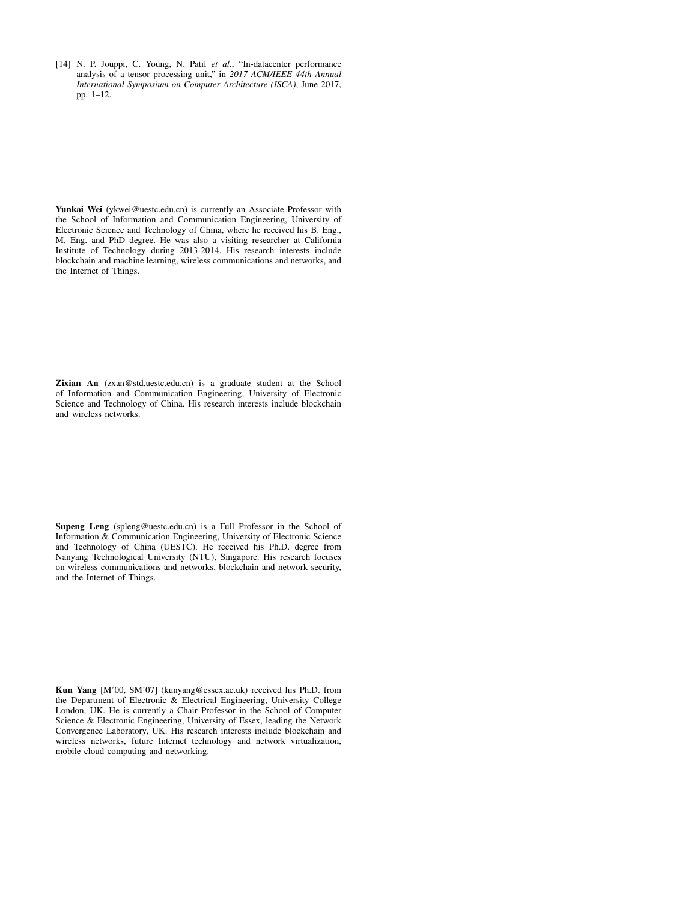[14] N. P. Jouppi, C. Young, N. Patil *et al.*, "In-datacenter performance analysis of a tensor processing unit," in *2017 ACM/IEEE 44th Annual International Symposium on Computer Architecture (ISCA)*, June 2017, pp. 1–12.

**Yunkai Wei** (ykwei@uestc.edu.cn) is currently an Associate Professor with the School of Information and Communication Engineering, University of Electronic Science and Technology of China, where he received his B. Eng., M. Eng. and PhD degree. He was also a visiting researcher at California Institute of Technology during 2013-2014. His research interests include blockchain and machine learning, wireless communications and networks, and the Internet of Things.

**Zixian An** (zxan@std.uestc.edu.cn) is a graduate student at the School of Information and Communication Engineering, University of Electronic Science and Technology of China. His research interests include blockchain and wireless networks.

**Supeng Leng** (spleng@uestc.edu.cn) is a Full Professor in the School of Information & Communication Engineering, University of Electronic Science and Technology of China (UESTC). He received his Ph.D. degree from Nanyang Technological University (NTU), Singapore. His research focuses on wireless communications and networks, blockchain and network security, and the Internet of Things.

**Kun Yang** [M'00, SM'07] (kunyang@essex.ac.uk) received his Ph.D. from the Department of Electronic & Electrical Engineering, University College London, UK. He is currently a Chair Professor in the School of Computer Science & Electronic Engineering, University of Essex, leading the Network Convergence Laboratory, UK. His research interests include blockchain and wireless networks, future Internet technology and network virtualization, mobile cloud computing and networking.